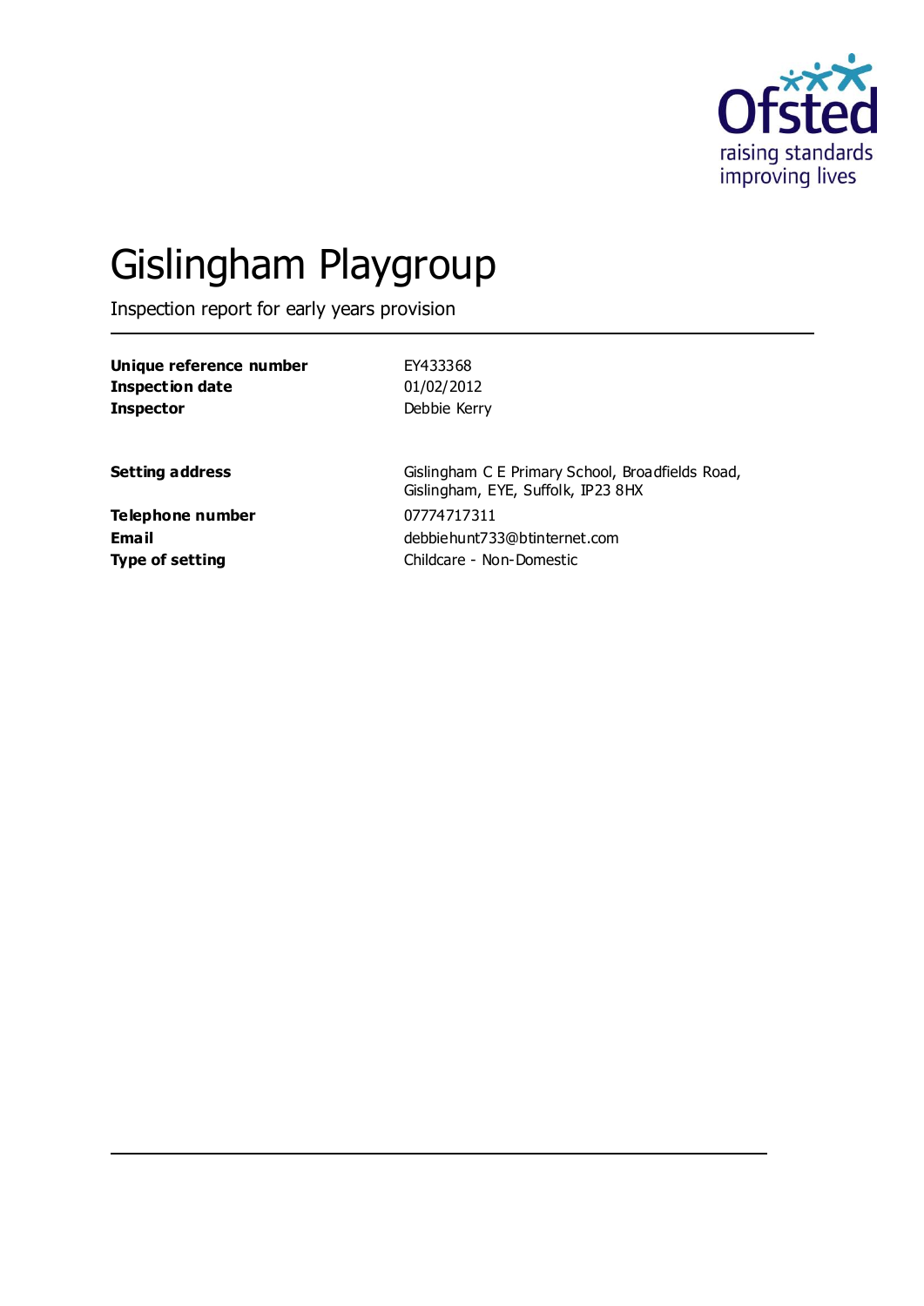# Gislingham Playgroup

Inspection report for early years provision

| | |
|---|---|
| **Unique reference number** | EY433368 |
| **Inspection date** | 01/02/2012 |
| **Inspector** | Debbie Kerry |

| | |
|---|---|
| **Setting address** | Gislingham C E Primary School, Broadfields Road, Gislingham, EYE, Suffolk, IP23 8HX |
| **Telephone number** | 07774717311 |
| **Email** | debbiehunt733@btinternet.com |
| **Type of setting** | Childcare - Non-Domestic |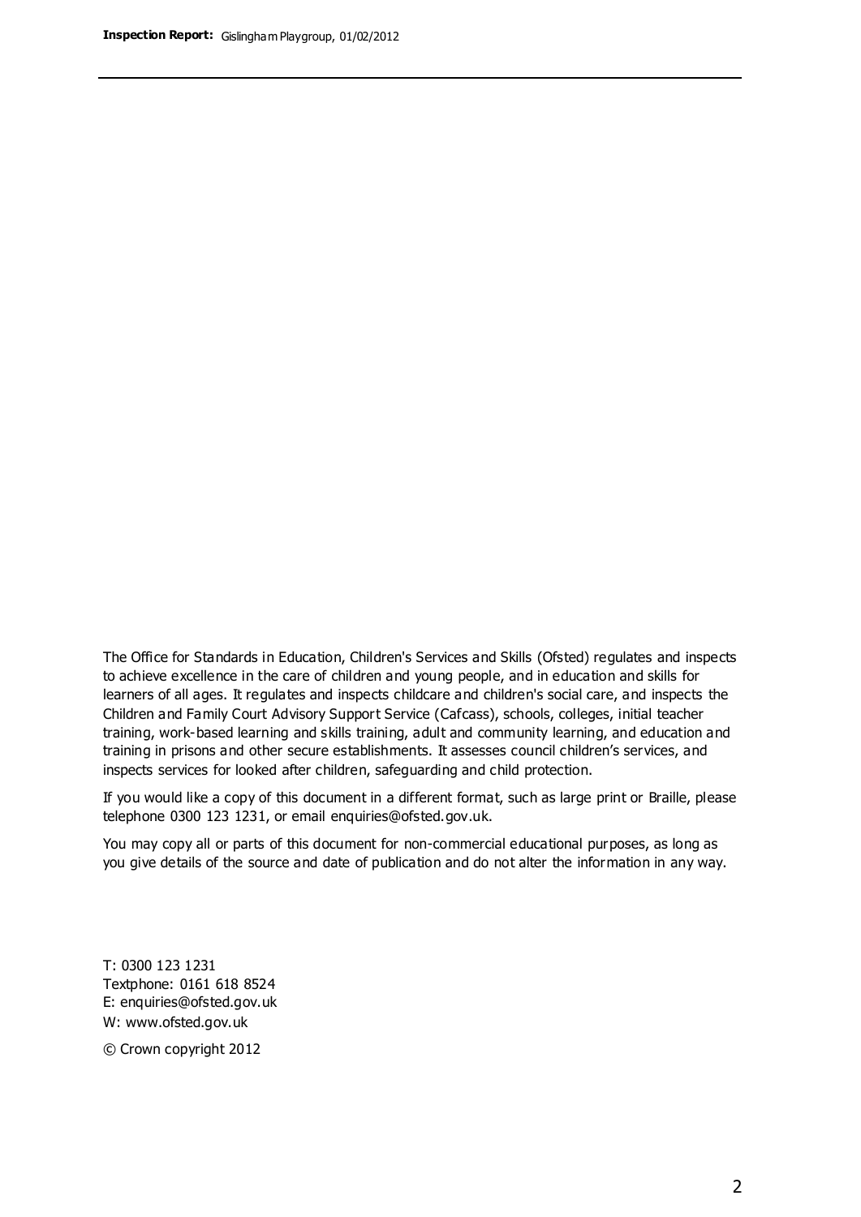The Office for Standards in Education, Children's Services and Skills (Ofsted) regulates and inspects to achieve excellence in the care of children and young people, and in education and skills for learners of all ages. It regulates and inspects childcare and children's social care, and inspects the Children and Family Court Advisory Support Service (Cafcass), schools, colleges, initial teacher training, work-based learning and skills training, adult and community learning, and education and training in prisons and other secure establishments. It assesses council children's services, and inspects services for looked after children, safeguarding and child protection.

If you would like a copy of this document in a different format, such as large print or Braille, please telephone 0300 123 1231, or email enquiries@ofsted.gov.uk.

You may copy all or parts of this document for non-commercial educational purposes, as long as you give details of the source and date of publication and do not alter the information in any way.

T: 0300 123 1231
Textphone: 0161 618 8524
E: enquiries@ofsted.gov.uk
W: www.ofsted.gov.uk

© Crown copyright 2012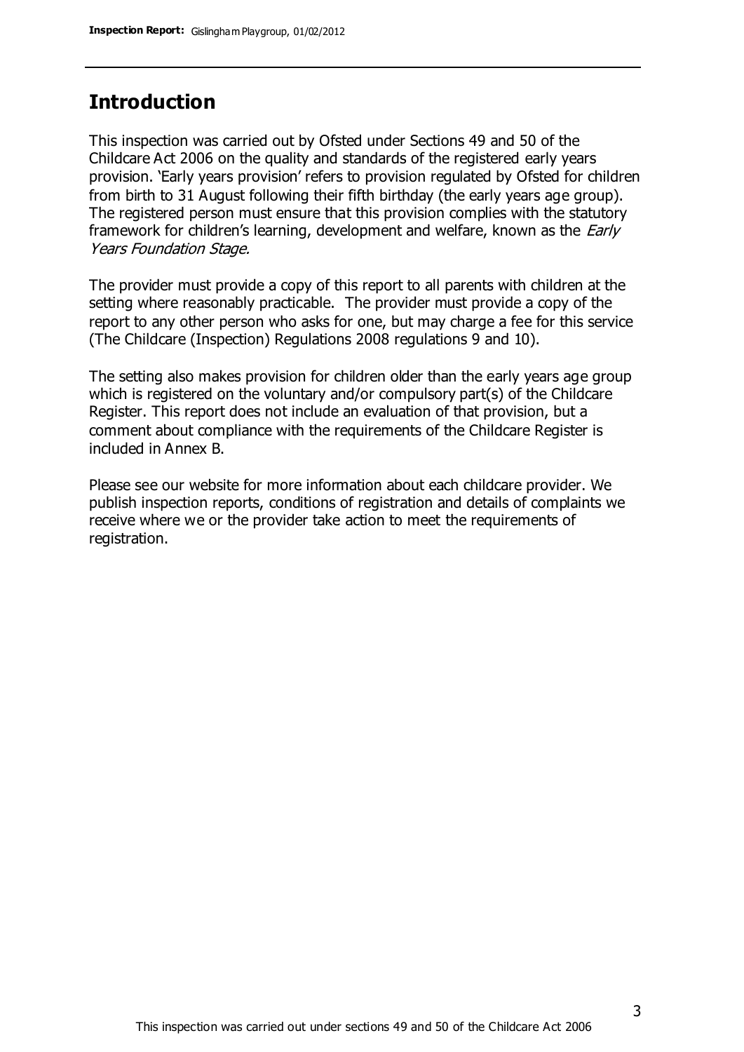## Introduction

This inspection was carried out by Ofsted under Sections 49 and 50 of the Childcare Act 2006 on the quality and standards of the registered early years provision. 'Early years provision' refers to provision regulated by Ofsted for children from birth to 31 August following their fifth birthday (the early years age group). The registered person must ensure that this provision complies with the statutory framework for children's learning, development and welfare, known as the *Early Years Foundation Stage.*

The provider must provide a copy of this report to all parents with children at the setting where reasonably practicable. The provider must provide a copy of the report to any other person who asks for one, but may charge a fee for this service (The Childcare (Inspection) Regulations 2008 regulations 9 and 10).

The setting also makes provision for children older than the early years age group which is registered on the voluntary and/or compulsory part(s) of the Childcare Register. This report does not include an evaluation of that provision, but a comment about compliance with the requirements of the Childcare Register is included in Annex B.

Please see our website for more information about each childcare provider. We publish inspection reports, conditions of registration and details of complaints we receive where we or the provider take action to meet the requirements of registration.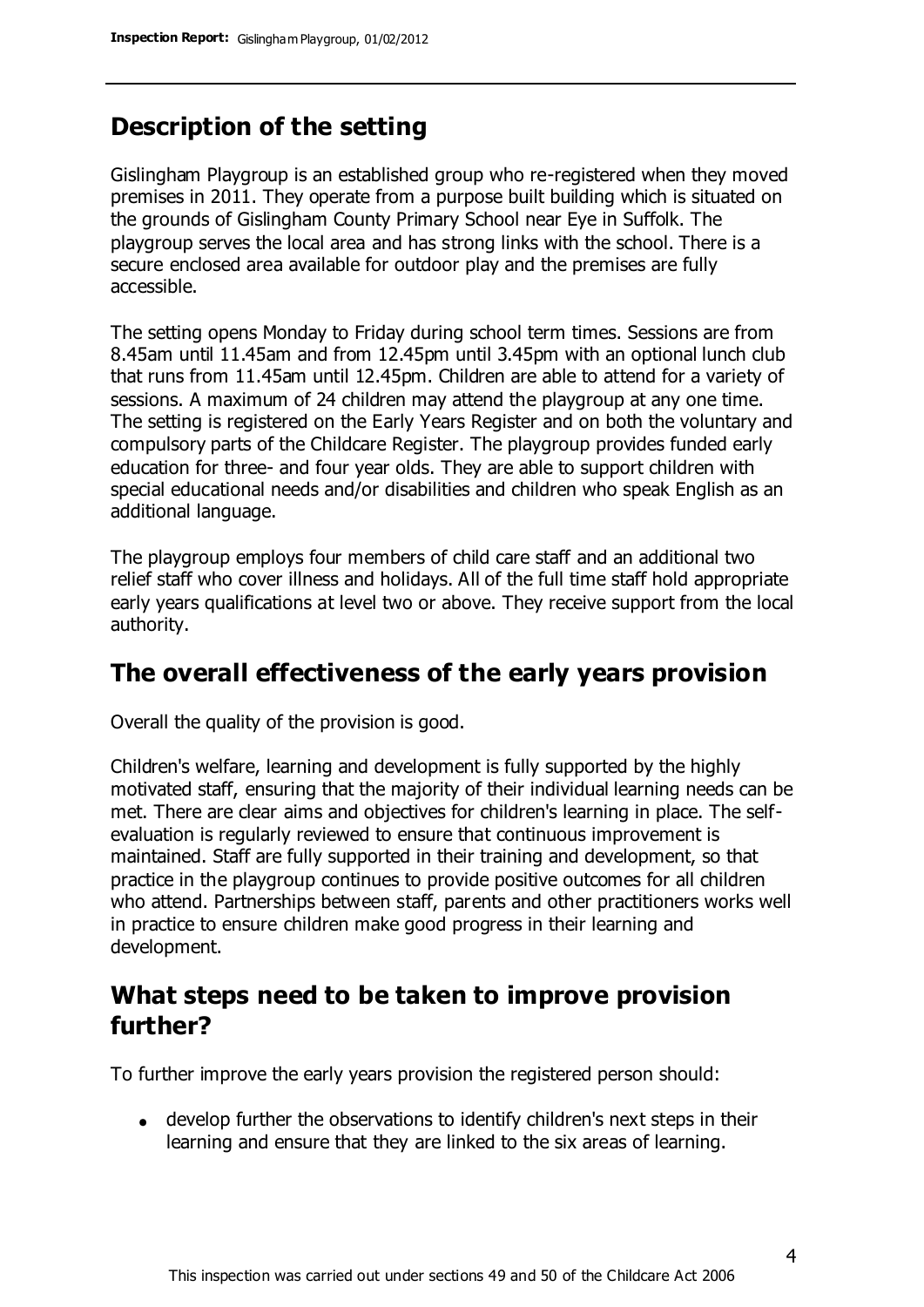## Description of the setting

Gislingham Playgroup is an established group who re-registered when they moved premises in 2011. They operate from a purpose built building which is situated on the grounds of Gislingham County Primary School near Eye in Suffolk. The playgroup serves the local area and has strong links with the school. There is a secure enclosed area available for outdoor play and the premises are fully accessible.

The setting opens Monday to Friday during school term times. Sessions are from 8.45am until 11.45am and from 12.45pm until 3.45pm with an optional lunch club that runs from 11.45am until 12.45pm. Children are able to attend for a variety of sessions. A maximum of 24 children may attend the playgroup at any one time. The setting is registered on the Early Years Register and on both the voluntary and compulsory parts of the Childcare Register. The playgroup provides funded early education for three- and four year olds. They are able to support children with special educational needs and/or disabilities and children who speak English as an additional language.

The playgroup employs four members of child care staff and an additional two relief staff who cover illness and holidays. All of the full time staff hold appropriate early years qualifications at level two or above. They receive support from the local authority.

## The overall effectiveness of the early years provision

Overall the quality of the provision is good.

Children's welfare, learning and development is fully supported by the highly motivated staff, ensuring that the majority of their individual learning needs can be met. There are clear aims and objectives for children's learning in place. The self-evaluation is regularly reviewed to ensure that continuous improvement is maintained. Staff are fully supported in their training and development, so that practice in the playgroup continues to provide positive outcomes for all children who attend. Partnerships between staff, parents and other practitioners works well in practice to ensure children make good progress in their learning and development.

## What steps need to be taken to improve provision further?

To further improve the early years provision the registered person should:

- develop further the observations to identify children's next steps in their learning and ensure that they are linked to the six areas of learning.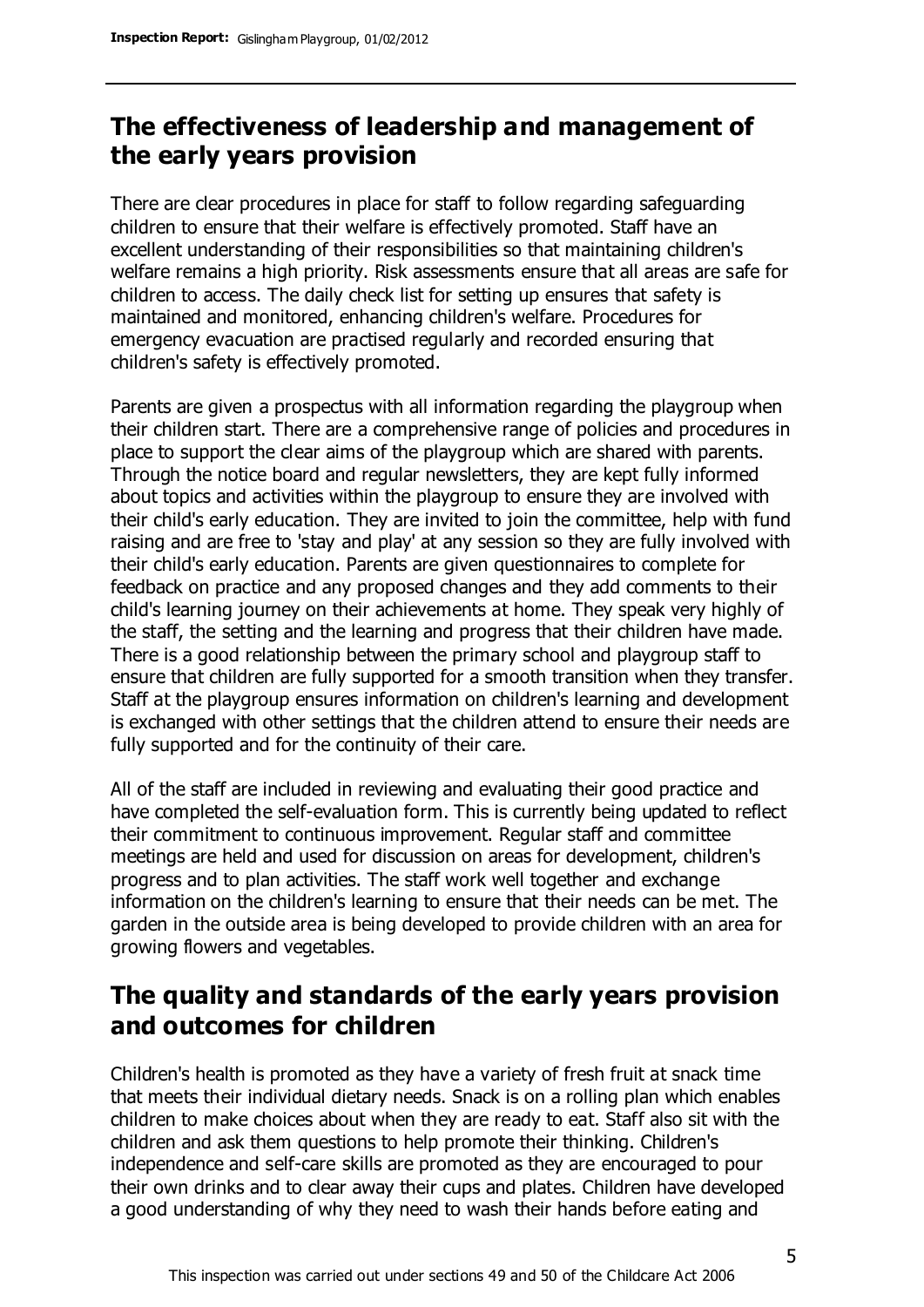## The effectiveness of leadership and management of the early years provision

There are clear procedures in place for staff to follow regarding safeguarding children to ensure that their welfare is effectively promoted. Staff have an excellent understanding of their responsibilities so that maintaining children's welfare remains a high priority. Risk assessments ensure that all areas are safe for children to access. The daily check list for setting up ensures that safety is maintained and monitored, enhancing children's welfare. Procedures for emergency evacuation are practised regularly and recorded ensuring that children's safety is effectively promoted.

Parents are given a prospectus with all information regarding the playgroup when their children start. There are a comprehensive range of policies and procedures in place to support the clear aims of the playgroup which are shared with parents. Through the notice board and regular newsletters, they are kept fully informed about topics and activities within the playgroup to ensure they are involved with their child's early education. They are invited to join the committee, help with fund raising and are free to 'stay and play' at any session so they are fully involved with their child's early education. Parents are given questionnaires to complete for feedback on practice and any proposed changes and they add comments to their child's learning journey on their achievements at home. They speak very highly of the staff, the setting and the learning and progress that their children have made. There is a good relationship between the primary school and playgroup staff to ensure that children are fully supported for a smooth transition when they transfer. Staff at the playgroup ensures information on children's learning and development is exchanged with other settings that the children attend to ensure their needs are fully supported and for the continuity of their care.

All of the staff are included in reviewing and evaluating their good practice and have completed the self-evaluation form. This is currently being updated to reflect their commitment to continuous improvement. Regular staff and committee meetings are held and used for discussion on areas for development, children's progress and to plan activities. The staff work well together and exchange information on the children's learning to ensure that their needs can be met. The garden in the outside area is being developed to provide children with an area for growing flowers and vegetables.

## The quality and standards of the early years provision and outcomes for children

Children's health is promoted as they have a variety of fresh fruit at snack time that meets their individual dietary needs. Snack is on a rolling plan which enables children to make choices about when they are ready to eat. Staff also sit with the children and ask them questions to help promote their thinking. Children's independence and self-care skills are promoted as they are encouraged to pour their own drinks and to clear away their cups and plates. Children have developed a good understanding of why they need to wash their hands before eating and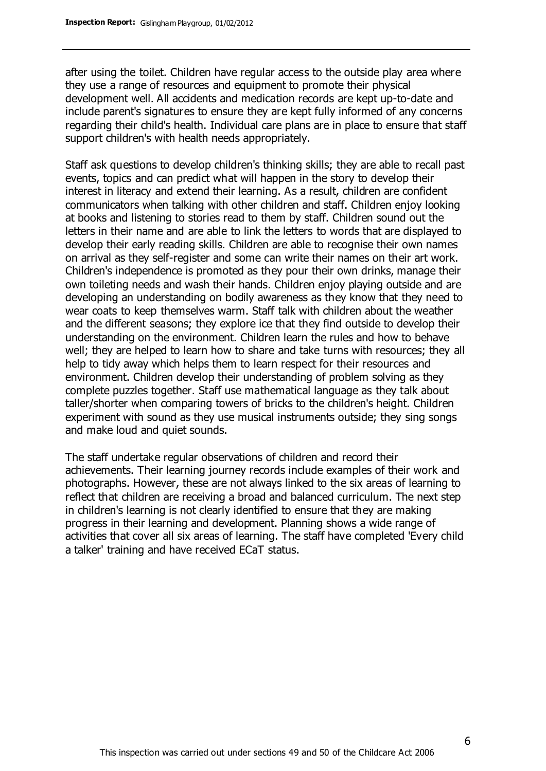after using the toilet. Children have regular access to the outside play area where they use a range of resources and equipment to promote their physical development well. All accidents and medication records are kept up-to-date and include parent's signatures to ensure they are kept fully informed of any concerns regarding their child's health. Individual care plans are in place to ensure that staff support children's with health needs appropriately.

Staff ask questions to develop children's thinking skills; they are able to recall past events, topics and can predict what will happen in the story to develop their interest in literacy and extend their learning. As a result, children are confident communicators when talking with other children and staff. Children enjoy looking at books and listening to stories read to them by staff. Children sound out the letters in their name and are able to link the letters to words that are displayed to develop their early reading skills. Children are able to recognise their own names on arrival as they self-register and some can write their names on their art work. Children's independence is promoted as they pour their own drinks, manage their own toileting needs and wash their hands. Children enjoy playing outside and are developing an understanding on bodily awareness as they know that they need to wear coats to keep themselves warm. Staff talk with children about the weather and the different seasons; they explore ice that they find outside to develop their understanding on the environment. Children learn the rules and how to behave well; they are helped to learn how to share and take turns with resources; they all help to tidy away which helps them to learn respect for their resources and environment. Children develop their understanding of problem solving as they complete puzzles together. Staff use mathematical language as they talk about taller/shorter when comparing towers of bricks to the children's height. Children experiment with sound as they use musical instruments outside; they sing songs and make loud and quiet sounds.

The staff undertake regular observations of children and record their achievements. Their learning journey records include examples of their work and photographs. However, these are not always linked to the six areas of learning to reflect that children are receiving a broad and balanced curriculum. The next step in children's learning is not clearly identified to ensure that they are making progress in their learning and development. Planning shows a wide range of activities that cover all six areas of learning. The staff have completed 'Every child a talker' training and have received ECaT status.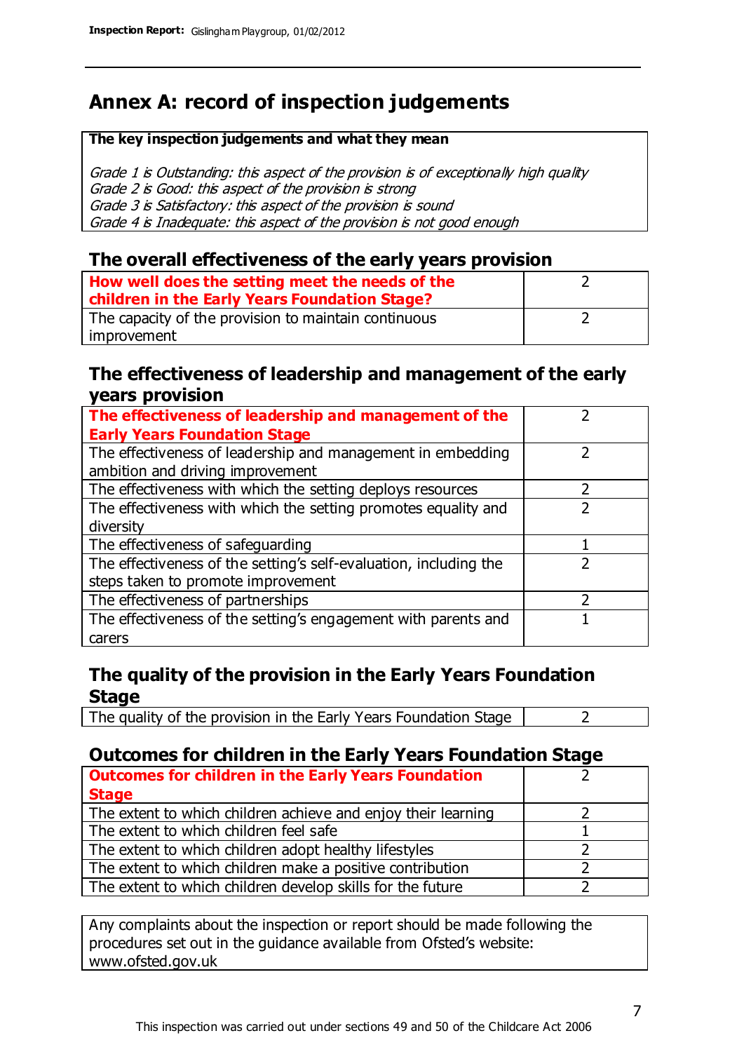# Annex A: record of inspection judgements

| The key inspection judgements and what they mean |
| --- |
| *Grade 1 is Outstanding: this aspect of the provision is of exceptionally high quality*<br>*Grade 2 is Good: this aspect of the provision is strong*<br>*Grade 3 is Satisfactory: this aspect of the provision is sound*<br>*Grade 4 is Inadequate: this aspect of the provision is not good enough* |

## The overall effectiveness of the early years provision

| | |
| --- | --- |
| **How well does the setting meet the needs of the children in the Early Years Foundation Stage?** | 2 |
| The capacity of the provision to maintain continuous improvement | 2 |

## The effectiveness of leadership and management of the early years provision

| | |
| --- | --- |
| **The effectiveness of leadership and management of the Early Years Foundation Stage** | 2 |
| The effectiveness of leadership and management in embedding ambition and driving improvement | 2 |
| The effectiveness with which the setting deploys resources | 2 |
| The effectiveness with which the setting promotes equality and diversity | 2 |
| The effectiveness of safeguarding | 1 |
| The effectiveness of the setting's self-evaluation, including the steps taken to promote improvement | 2 |
| The effectiveness of partnerships | 2 |
| The effectiveness of the setting's engagement with parents and carers | 1 |

## The quality of the provision in the Early Years Foundation Stage

| | |
| --- | --- |
| The quality of the provision in the Early Years Foundation Stage | 2 |

## Outcomes for children in the Early Years Foundation Stage

| | |
| --- | --- |
| **Outcomes for children in the Early Years Foundation Stage** | 2 |
| The extent to which children achieve and enjoy their learning | 2 |
| The extent to which children feel safe | 1 |
| The extent to which children adopt healthy lifestyles | 2 |
| The extent to which children make a positive contribution | 2 |
| The extent to which children develop skills for the future | 2 |

Any complaints about the inspection or report should be made following the procedures set out in the guidance available from Ofsted's website: www.ofsted.gov.uk

This inspection was carried out under sections 49 and 50 of the Childcare Act 2006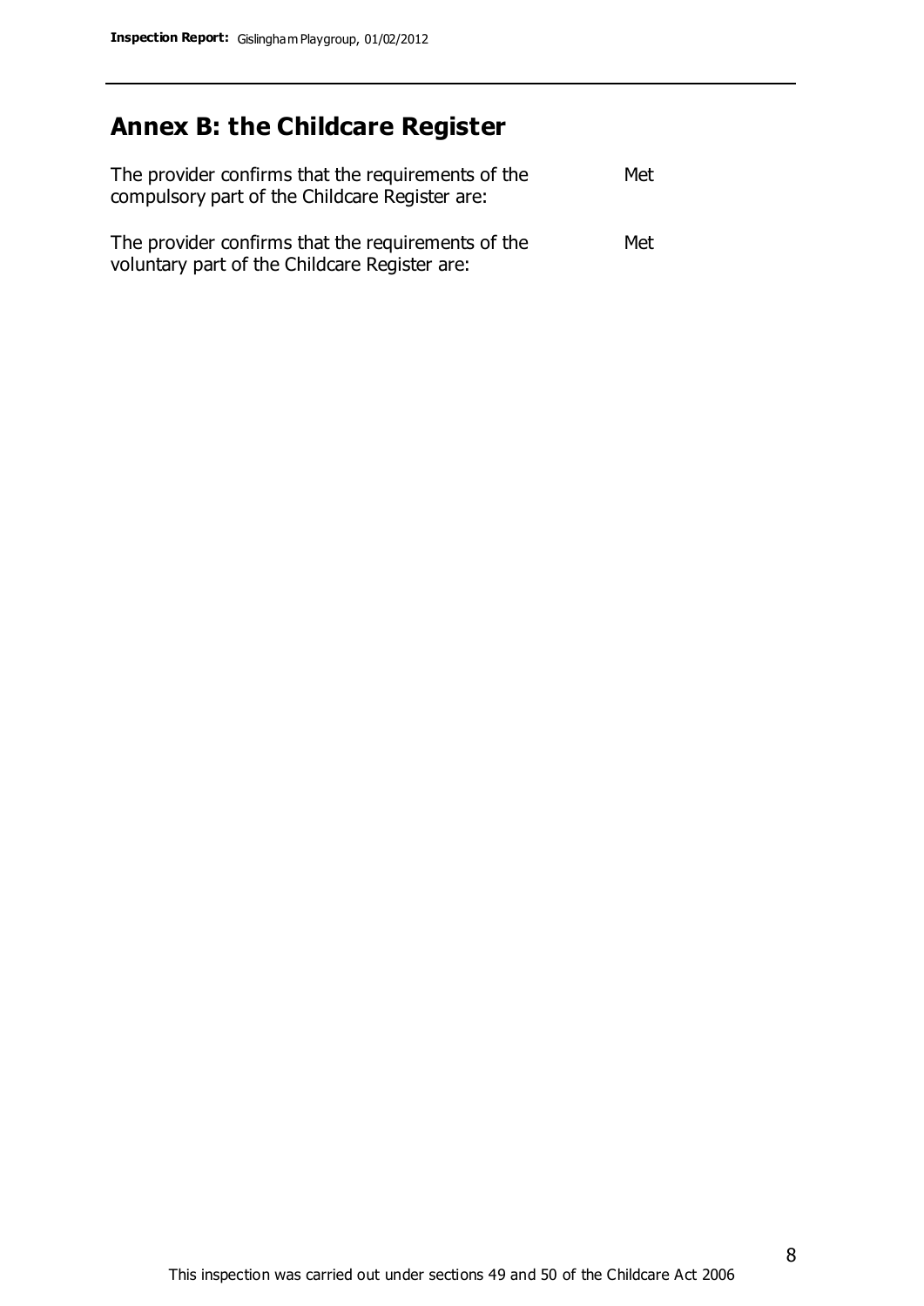## Annex B: the Childcare Register

| | |
|---|---|
| The provider confirms that the requirements of the compulsory part of the Childcare Register are: | Met |
| The provider confirms that the requirements of the voluntary part of the Childcare Register are: | Met |

This inspection was carried out under sections 49 and 50 of the Childcare Act 2006